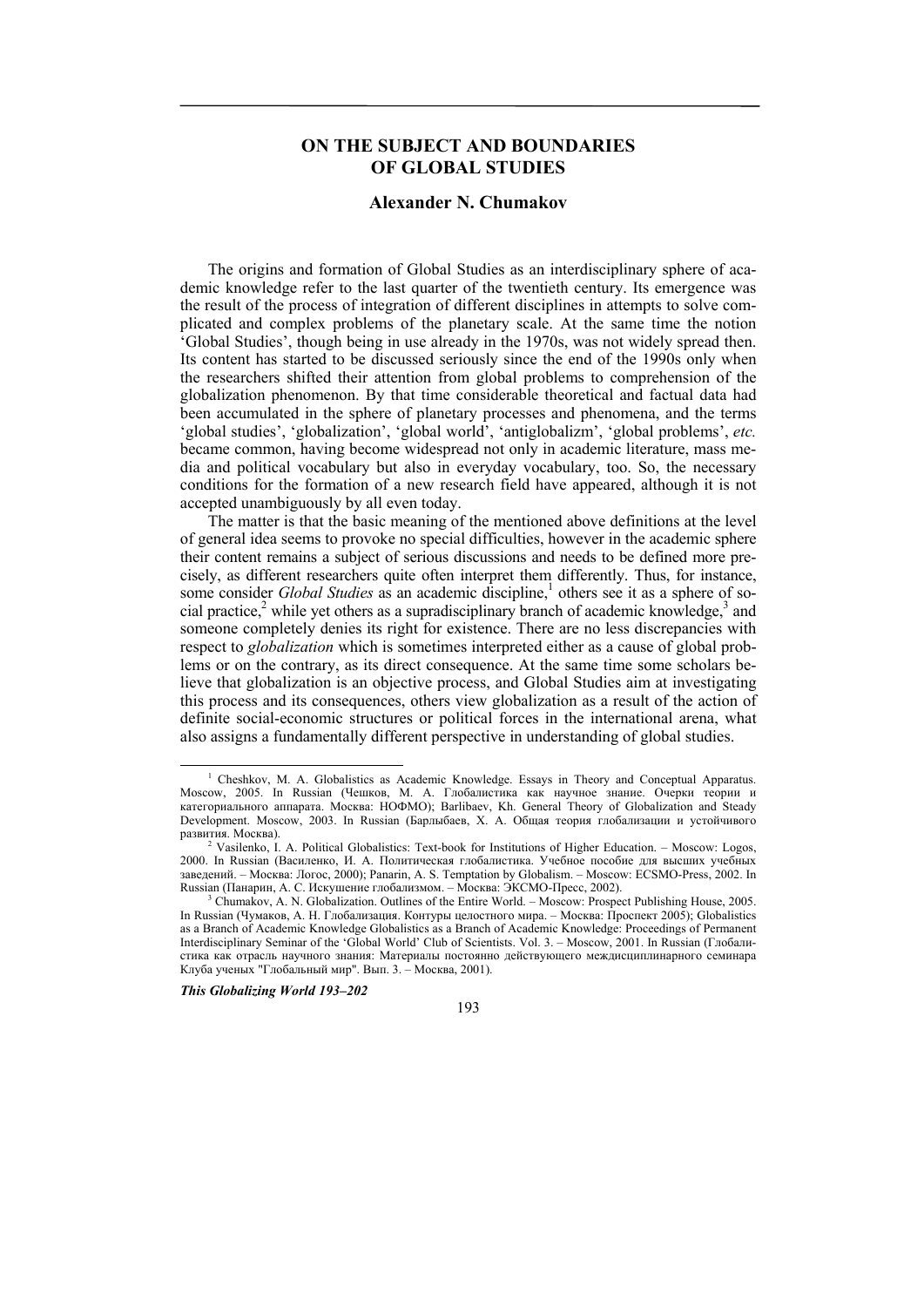# ON THE SUBJECT AND BOUNDARIES OF GLOBAL STUDIES

## Alexander N. Chumakov

The origins and formation of Global Studies as an interdisciplinary sphere of academic knowledge refer to the last quarter of the twentieth century. Its emergence was the result of the process of integration of different disciplines in attempts to solve complicated and complex problems of the planetary scale. At the same time the notion 'Global Studies', though being in use already in the 1970s, was not widely spread then. Its content has started to be discussed seriously since the end of the 1990s only when the researchers shifted their attention from global problems to comprehension of the globalization phenomenon. By that time considerable theoretical and factual data had been accumulated in the sphere of planetary processes and phenomena, and the terms 'global studies', 'globalization', 'global world', 'antiglobalizm', 'global problems', *etc.* became common, having become widespread not only in academic literature, mass media and political vocabulary but also in everyday vocabulary, too. So, the necessary conditions for the formation of a new research field have appeared, although it is not accepted unambiguously by all even today.

The matter is that the basic meaning of the mentioned above definitions at the level of general idea seems to provoke no special difficulties, however in the academic sphere their content remains a subject of serious discussions and needs to be defined more precisely, as different researchers quite often interpret them differently. Thus, for instance, some consider *Global Studies* as an academic discipline,[1] others see it as a sphere of social practice,[2] while yet others as a supradisciplinary branch of academic knowledge,[3] and someone completely denies its right for existence. There are no less discrepancies with respect to *globalization* which is sometimes interpreted either as a cause of global problems or on the contrary, as its direct consequence. At the same time some scholars believe that globalization is an objective process, and Global Studies aim at investigating this process and its consequences, others view globalization as a result of the action of definite social-economic structures or political forces in the international arena, what also assigns a fundamentally different perspective in understanding of global studies.

---

[1] Cheshkov, M. A. Globalistics as Academic Knowledge. Essays in Theory and Conceptual Apparatus. Moscow, 2005. In Russian (Чешков, М. А. Глобалистика как научное знание. Очерки теории и категориального аппарата. Москва: НОФМО); Barlibaev, Kh. General Theory of Globalization and Steady Development. Moscow, 2003. In Russian (Барлыбаев, Х. А. Общая теория глобализации и устойчивого развития. Москва).

[2] Vasilenko, I. A. Political Globalistics: Text-book for Institutions of Higher Education. – Moscow: Logos, 2000. In Russian (Василенко, И. А. Политическая глобалистика. Учебное пособие для высших учебных заведений. – Москва: Логос, 2000); Panarin, A. S. Temptation by Globalism. – Moscow: ECSMO-Press, 2002. In Russian (Панарин, А. С. Искушение глобализмом. – Москва: ЭКСМО-Пресс, 2002).

[3] Chumakov, A. N. Globalization. Outlines of the Entire World. – Moscow: Prospect Publishing House, 2005. In Russian (Чумаков, А. Н. Глобализация. Контуры целостного мира. – Москва: Проспект 2005); Globalistics as a Branch of Academic Knowledge Globalistics as a Branch of Academic Knowledge: Proceedings of Permanent Interdisciplinary Seminar of the 'Global World' Club of Scientists. Vol. 3. – Moscow, 2001. In Russian (Глобалистика как отрасль научного знания: Материалы постоянно действующего междисциплинарного семинара Клуба ученых "Глобальный мир". Вып. 3. – Москва, 2001).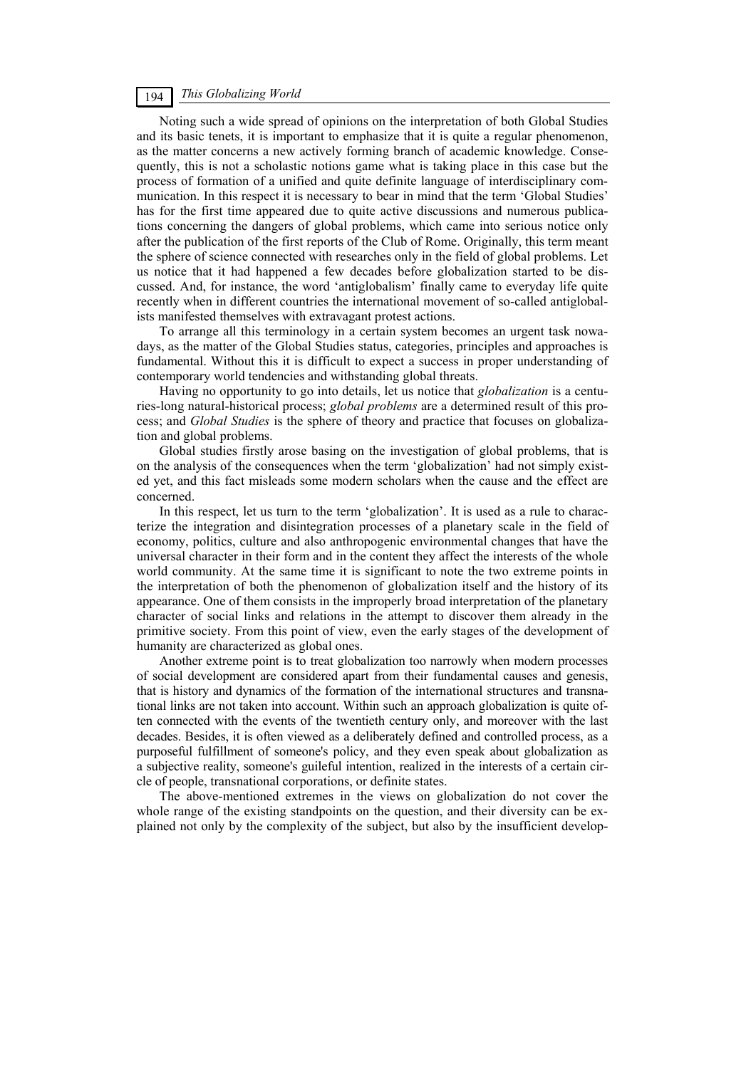Noting such a wide spread of opinions on the interpretation of both Global Studies and its basic tenets, it is important to emphasize that it is quite a regular phenomenon, as the matter concerns a new actively forming branch of academic knowledge. Consequently, this is not a scholastic notions game what is taking place in this case but the process of formation of a unified and quite definite language of interdisciplinary communication. In this respect it is necessary to bear in mind that the term 'Global Studies' has for the first time appeared due to quite active discussions and numerous publications concerning the dangers of global problems, which came into serious notice only after the publication of the first reports of the Club of Rome. Originally, this term meant the sphere of science connected with researches only in the field of global problems. Let us notice that it had happened a few decades before globalization started to be discussed. And, for instance, the word 'antiglobalism' finally came to everyday life quite recently when in different countries the international movement of so-called antiglobalists manifested themselves with extravagant protest actions.

To arrange all this terminology in a certain system becomes an urgent task nowadays, as the matter of the Global Studies status, categories, principles and approaches is fundamental. Without this it is difficult to expect a success in proper understanding of contemporary world tendencies and withstanding global threats.

Having no opportunity to go into details, let us notice that *globalization* is a centuries-long natural-historical process; *global problems* are a determined result of this process; and *Global Studies* is the sphere of theory and practice that focuses on globalization and global problems.

Global studies firstly arose basing on the investigation of global problems, that is on the analysis of the consequences when the term 'globalization' had not simply existed yet, and this fact misleads some modern scholars when the cause and the effect are concerned.

In this respect, let us turn to the term 'globalization'. It is used as a rule to characterize the integration and disintegration processes of a planetary scale in the field of economy, politics, culture and also anthropogenic environmental changes that have the universal character in their form and in the content they affect the interests of the whole world community. At the same time it is significant to note the two extreme points in the interpretation of both the phenomenon of globalization itself and the history of its appearance. One of them consists in the improperly broad interpretation of the planetary character of social links and relations in the attempt to discover them already in the primitive society. From this point of view, even the early stages of the development of humanity are characterized as global ones.

Another extreme point is to treat globalization too narrowly when modern processes of social development are considered apart from their fundamental causes and genesis, that is history and dynamics of the formation of the international structures and transnational links are not taken into account. Within such an approach globalization is quite often connected with the events of the twentieth century only, and moreover with the last decades. Besides, it is often viewed as a deliberately defined and controlled process, as a purposeful fulfillment of someone's policy, and they even speak about globalization as a subjective reality, someone's guileful intention, realized in the interests of a certain circle of people, transnational corporations, or definite states.

The above-mentioned extremes in the views on globalization do not cover the whole range of the existing standpoints on the question, and their diversity can be explained not only by the complexity of the subject, but also by the insufficient develop-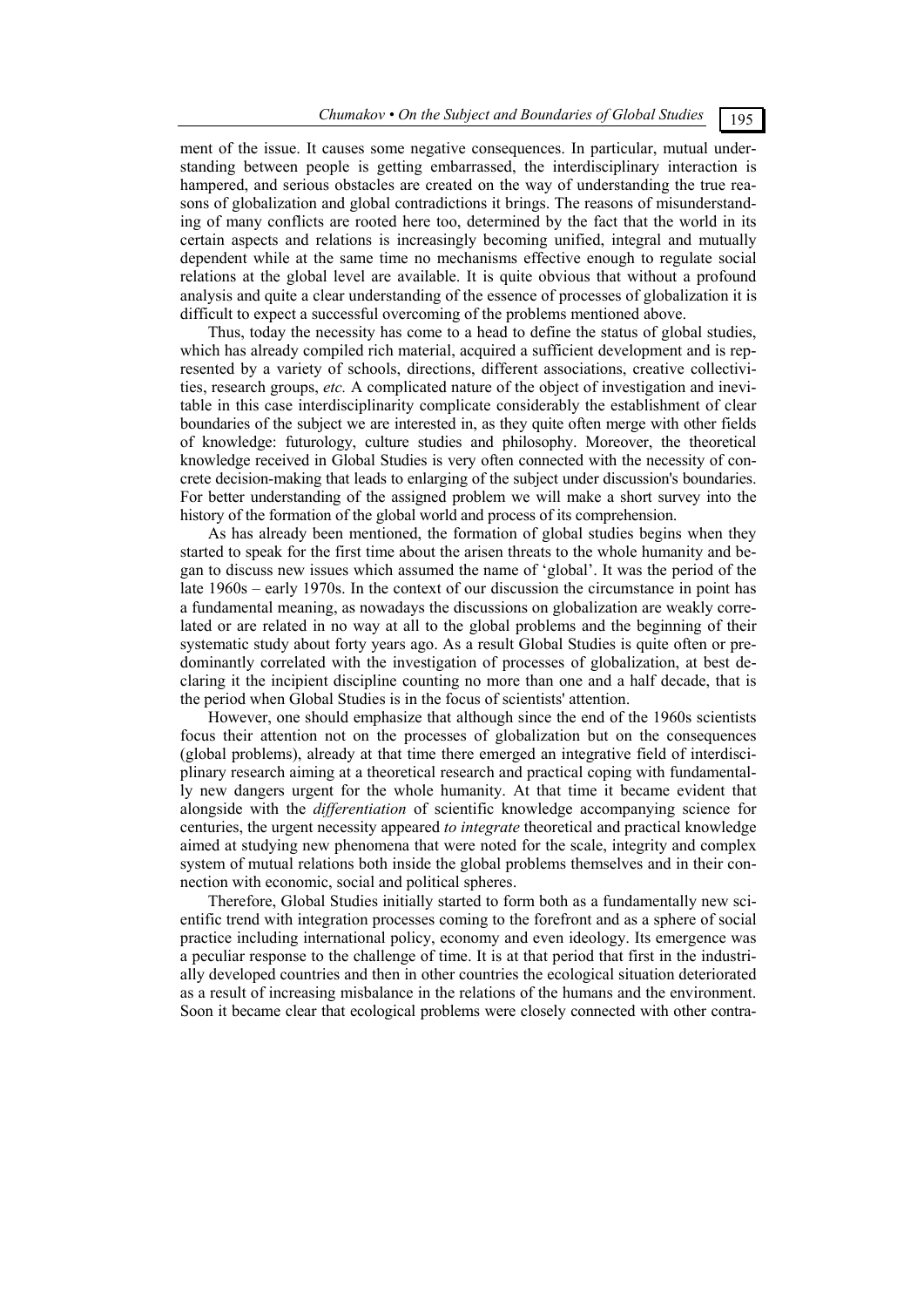ment of the issue. It causes some negative consequences. In particular, mutual understanding between people is getting embarrassed, the interdisciplinary interaction is hampered, and serious obstacles are created on the way of understanding the true reasons of globalization and global contradictions it brings. The reasons of misunderstanding of many conflicts are rooted here too, determined by the fact that the world in its certain aspects and relations is increasingly becoming unified, integral and mutually dependent while at the same time no mechanisms effective enough to regulate social relations at the global level are available. It is quite obvious that without a profound analysis and quite a clear understanding of the essence of processes of globalization it is difficult to expect a successful overcoming of the problems mentioned above.

Thus, today the necessity has come to a head to define the status of global studies, which has already compiled rich material, acquired a sufficient development and is represented by a variety of schools, directions, different associations, creative collectivities, research groups, *etc.* A complicated nature of the object of investigation and inevitable in this case interdisciplinarity complicate considerably the establishment of clear boundaries of the subject we are interested in, as they quite often merge with other fields of knowledge: futurology, culture studies and philosophy. Moreover, the theoretical knowledge received in Global Studies is very often connected with the necessity of concrete decision-making that leads to enlarging of the subject under discussion's boundaries. For better understanding of the assigned problem we will make a short survey into the history of the formation of the global world and process of its comprehension.

As has already been mentioned, the formation of global studies begins when they started to speak for the first time about the arisen threats to the whole humanity and began to discuss new issues which assumed the name of 'global'. It was the period of the late 1960s – early 1970s. In the context of our discussion the circumstance in point has a fundamental meaning, as nowadays the discussions on globalization are weakly correlated or are related in no way at all to the global problems and the beginning of their systematic study about forty years ago. As a result Global Studies is quite often or predominantly correlated with the investigation of processes of globalization, at best declaring it the incipient discipline counting no more than one and a half decade, that is the period when Global Studies is in the focus of scientists' attention.

However, one should emphasize that although since the end of the 1960s scientists focus their attention not on the processes of globalization but on the consequences (global problems), already at that time there emerged an integrative field of interdisciplinary research aiming at a theoretical research and practical coping with fundamentally new dangers urgent for the whole humanity. At that time it became evident that alongside with the *differentiation* of scientific knowledge accompanying science for centuries, the urgent necessity appeared *to integrate* theoretical and practical knowledge aimed at studying new phenomena that were noted for the scale, integrity and complex system of mutual relations both inside the global problems themselves and in their connection with economic, social and political spheres.

Therefore, Global Studies initially started to form both as a fundamentally new scientific trend with integration processes coming to the forefront and as a sphere of social practice including international policy, economy and even ideology. Its emergence was a peculiar response to the challenge of time. It is at that period that first in the industrially developed countries and then in other countries the ecological situation deteriorated as a result of increasing misbalance in the relations of the humans and the environment. Soon it became clear that ecological problems were closely connected with other contra-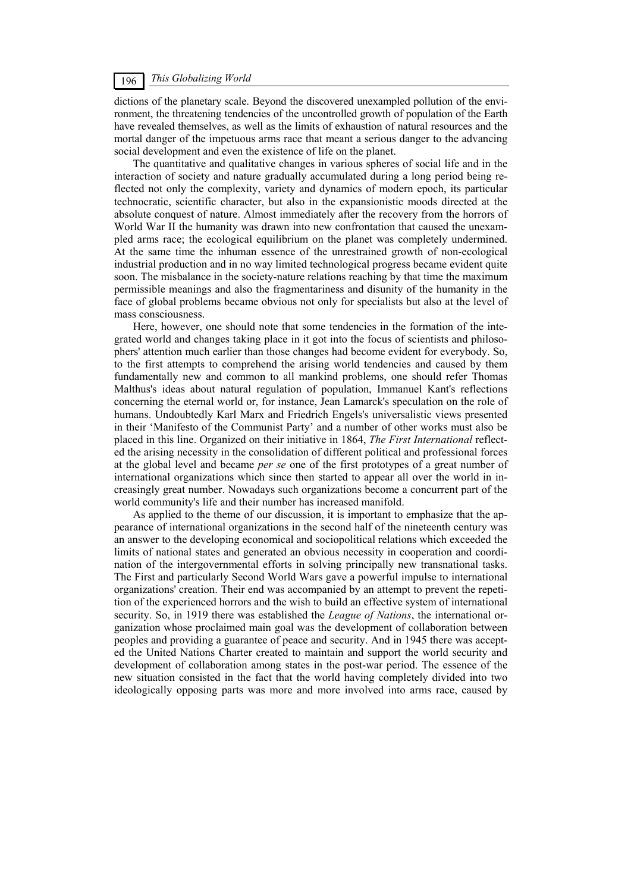dictions of the planetary scale. Beyond the discovered unexampled pollution of the environment, the threatening tendencies of the uncontrolled growth of population of the Earth have revealed themselves, as well as the limits of exhaustion of natural resources and the mortal danger of the impetuous arms race that meant a serious danger to the advancing social development and even the existence of life on the planet.

The quantitative and qualitative changes in various spheres of social life and in the interaction of society and nature gradually accumulated during a long period being reflected not only the complexity, variety and dynamics of modern epoch, its particular technocratic, scientific character, but also in the expansionistic moods directed at the absolute conquest of nature. Almost immediately after the recovery from the horrors of World War II the humanity was drawn into new confrontation that caused the unexampled arms race; the ecological equilibrium on the planet was completely undermined. At the same time the inhuman essence of the unrestrained growth of non-ecological industrial production and in no way limited technological progress became evident quite soon. The misbalance in the society-nature relations reaching by that time the maximum permissible meanings and also the fragmentariness and disunity of the humanity in the face of global problems became obvious not only for specialists but also at the level of mass consciousness.

Here, however, one should note that some tendencies in the formation of the integrated world and changes taking place in it got into the focus of scientists and philosophers' attention much earlier than those changes had become evident for everybody. So, to the first attempts to comprehend the arising world tendencies and caused by them fundamentally new and common to all mankind problems, one should refer Thomas Malthus's ideas about natural regulation of population, Immanuel Kant's reflections concerning the eternal world or, for instance, Jean Lamarck's speculation on the role of humans. Undoubtedly Karl Marx and Friedrich Engels's universalistic views presented in their 'Manifesto of the Communist Party' and a number of other works must also be placed in this line. Organized on their initiative in 1864, *The First International* reflected the arising necessity in the consolidation of different political and professional forces at the global level and became *per se* one of the first prototypes of a great number of international organizations which since then started to appear all over the world in increasingly great number. Nowadays such organizations become a concurrent part of the world community's life and their number has increased manifold.

As applied to the theme of our discussion, it is important to emphasize that the appearance of international organizations in the second half of the nineteenth century was an answer to the developing economical and sociopolitical relations which exceeded the limits of national states and generated an obvious necessity in cooperation and coordination of the intergovernmental efforts in solving principally new transnational tasks. The First and particularly Second World Wars gave a powerful impulse to international organizations' creation. Their end was accompanied by an attempt to prevent the repetition of the experienced horrors and the wish to build an effective system of international security. So, in 1919 there was established the *League of Nations*, the international organization whose proclaimed main goal was the development of collaboration between peoples and providing a guarantee of peace and security. And in 1945 there was accepted the United Nations Charter created to maintain and support the world security and development of collaboration among states in the post-war period. The essence of the new situation consisted in the fact that the world having completely divided into two ideologically opposing parts was more and more involved into arms race, caused by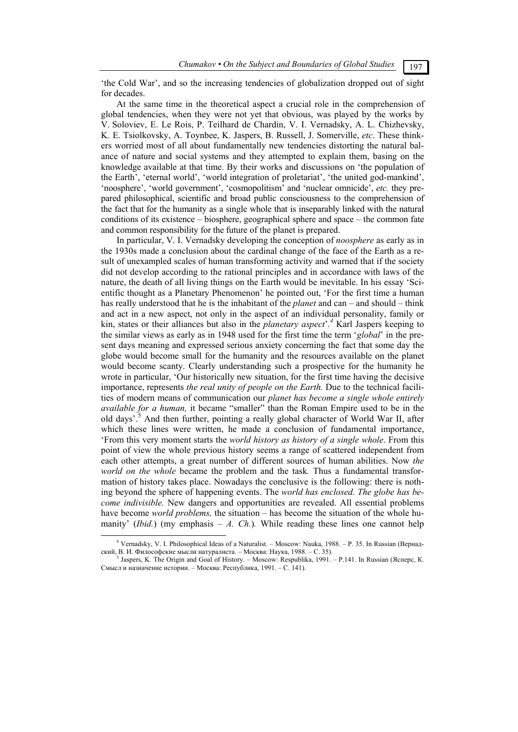'the Cold War', and so the increasing tendencies of globalization dropped out of sight for decades.

At the same time in the theoretical aspect a crucial role in the comprehension of global tendencies, when they were not yet that obvious, was played by the works by V. Soloviev, E. Le Rois, P. Teilhard de Chardin, V. I. Vernadsky, A. L. Chizhevsky, K. E. Tsiolkovsky, A. Toynbee, K. Jaspers, B. Russell, J. Somerville, *etc*. These thinkers worried most of all about fundamentally new tendencies distorting the natural balance of nature and social systems and they attempted to explain them, basing on the knowledge available at that time. By their works and discussions on 'the population of the Earth', 'eternal world', 'world integration of proletariat', 'the united god-mankind', 'noosphere', 'world government', 'cosmopolitism' and 'nuclear omnicide', *etc.* they prepared philosophical, scientific and broad public consciousness to the comprehension of the fact that for the humanity as a single whole that is inseparably linked with the natural conditions of its existence – biosphere, geographical sphere and space – the common fate and common responsibility for the future of the planet is prepared.

In particular, V. I. Vernadsky developing the conception of *noosphere* as early as in the 1930s made a conclusion about the cardinal change of the face of the Earth as a result of unexampled scales of human transforming activity and warned that if the society did not develop according to the rational principles and in accordance with laws of the nature, the death of all living things on the Earth would be inevitable. In his essay 'Scientific thought as a Planetary Phenomenon' he pointed out, 'For the first time a human has really understood that he is the inhabitant of the *planet* and can – and should – think and act in a new aspect, not only in the aspect of an individual personality, family or kin, states or their alliances but also in the *planetary aspect*'.[4] Karl Jaspers keeping to the similar views as early as in 1948 used for the first time the term '*global*' in the present days meaning and expressed serious anxiety concerning the fact that some day the globe would become small for the humanity and the resources available on the planet would become scanty. Clearly understanding such a prospective for the humanity he wrote in particular, 'Our historically new situation, for the first time having the decisive importance, represents *the real unity of people on the Earth.* Due to the technical facilities of modern means of communication our *planet has become a single whole entirely available for a human,* it became "smaller" than the Roman Empire used to be in the old days'.[5] And then further, pointing a really global character of World War II, after which these lines were written, he made a conclusion of fundamental importance, 'From this very moment starts the *world history as history of a single whole*. From this point of view the whole previous history seems a range of scattered independent from each other attempts, a great number of different sources of human abilities. Now *the world on the whole* became the problem and the task*.* Thus a fundamental transformation of history takes place. Nowadays the conclusive is the following: there is nothing beyond the sphere of happening events. The *world has enclosed. The globe has become indivisible.* New dangers and opportunities are revealed. All essential problems have become *world problems,* the situation – has become the situation of the whole humanity' (*Ibid.*) (my emphasis – *A. Ch.*)*.* While reading these lines one cannot help

[4] Vernadsky, V. I. Philosophical Ideas of a Naturalist. – Moscow: Nauka, 1988. – P. 35. In Russian (Вернадский, В. И. Философские мысли натуралиста. – Москва: Наука, 1988. – С. 35).

[5] Jaspers, K. The Origin and Goal of History. – Moscow: Respublika, 1991. – P.141. In Russian (Ясперс, К. Смысл и назначение истории. – Москва: Республика, 1991. – С. 141).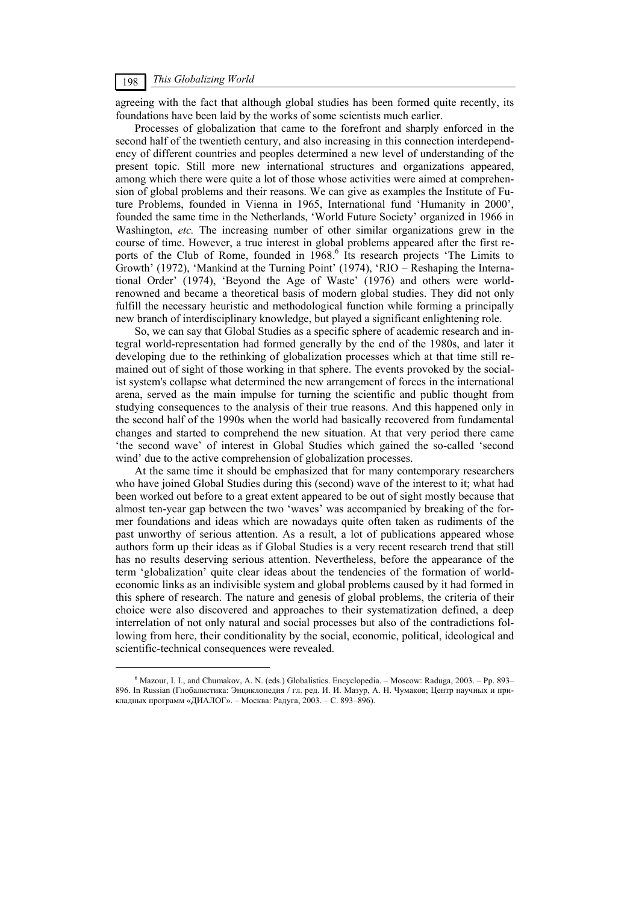agreeing with the fact that although global studies has been formed quite recently, its foundations have been laid by the works of some scientists much earlier.

Processes of globalization that came to the forefront and sharply enforced in the second half of the twentieth century, and also increasing in this connection interdependency of different countries and peoples determined a new level of understanding of the present topic. Still more new international structures and organizations appeared, among which there were quite a lot of those whose activities were aimed at comprehension of global problems and their reasons. We can give as examples the Institute of Future Problems, founded in Vienna in 1965, International fund 'Humanity in 2000', founded the same time in the Netherlands, 'World Future Society' organized in 1966 in Washington, *etc.* The increasing number of other similar organizations grew in the course of time. However, a true interest in global problems appeared after the first reports of the Club of Rome, founded in 1968.[6] Its research projects 'The Limits to Growth' (1972), 'Mankind at the Turning Point' (1974), 'RIO – Reshaping the International Order' (1974), 'Beyond the Age of Waste' (1976) and others were world-renowned and became a theoretical basis of modern global studies. They did not only fulfill the necessary heuristic and methodological function while forming a principally new branch of interdisciplinary knowledge, but played a significant enlightening role.

So, we can say that Global Studies as a specific sphere of academic research and integral world-representation had formed generally by the end of the 1980s, and later it developing due to the rethinking of globalization processes which at that time still remained out of sight of those working in that sphere. The events provoked by the socialist system's collapse what determined the new arrangement of forces in the international arena, served as the main impulse for turning the scientific and public thought from studying consequences to the analysis of their true reasons. And this happened only in the second half of the 1990s when the world had basically recovered from fundamental changes and started to comprehend the new situation. At that very period there came 'the second wave' of interest in Global Studies which gained the so-called 'second wind' due to the active comprehension of globalization processes.

At the same time it should be emphasized that for many contemporary researchers who have joined Global Studies during this (second) wave of the interest to it; what had been worked out before to a great extent appeared to be out of sight mostly because that almost ten-year gap between the two 'waves' was accompanied by breaking of the former foundations and ideas which are nowadays quite often taken as rudiments of the past unworthy of serious attention. As a result, a lot of publications appeared whose authors form up their ideas as if Global Studies is a very recent research trend that still has no results deserving serious attention. Nevertheless, before the appearance of the term 'globalization' quite clear ideas about the tendencies of the formation of world-economic links as an indivisible system and global problems caused by it had formed in this sphere of research. The nature and genesis of global problems, the criteria of their choice were also discovered and approaches to their systematization defined, a deep interrelation of not only natural and social processes but also of the contradictions following from here, their conditionality by the social, economic, political, ideological and scientific-technical consequences were revealed.

---

[6] Mazour, I. I., and Chumakov, A. N. (eds.) Globalistics. Encyclopedia. – Moscow: Raduga, 2003. – Pp. 893–896. In Russian (Глобалистика: Энциклопедия / гл. ред. И. И. Мазур, А. Н. Чумаков; Центр научных и прикладных программ «ДИАЛОГ». – Москва: Радуга, 2003. – С. 893–896).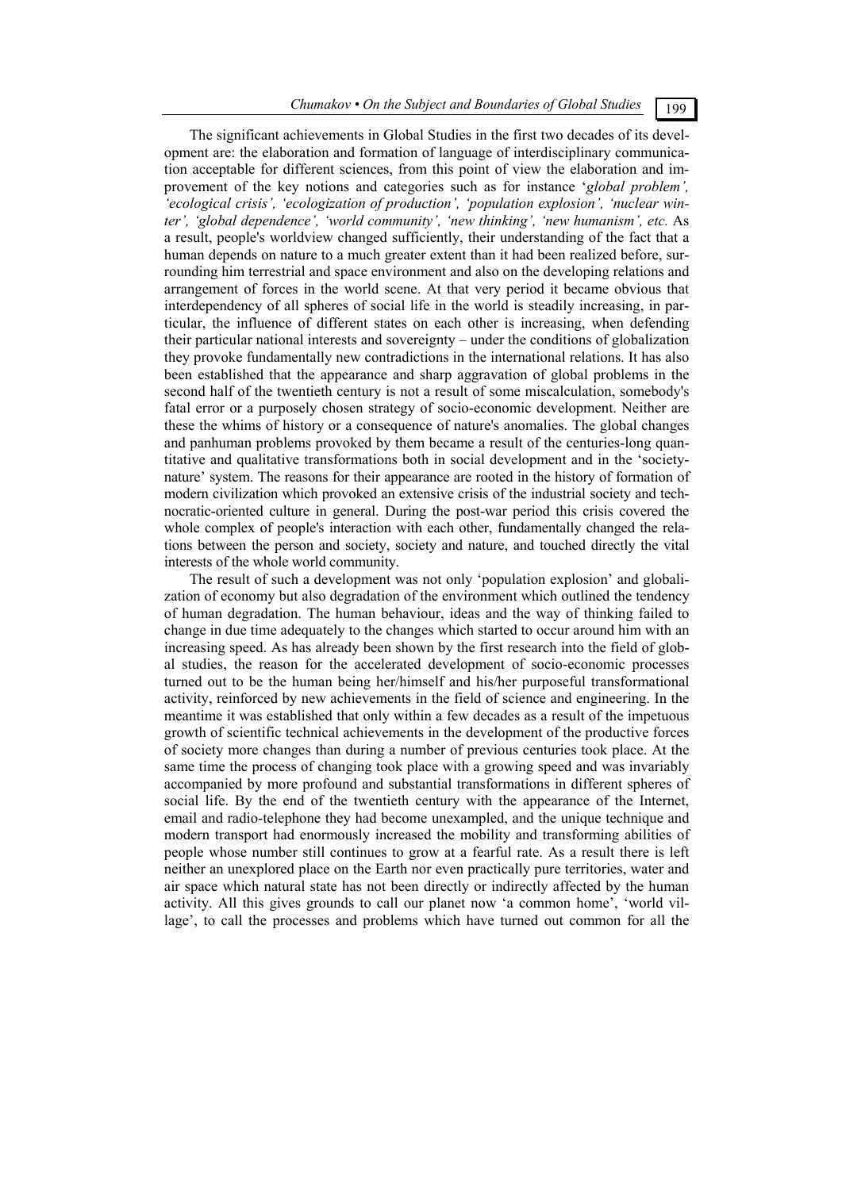The significant achievements in Global Studies in the first two decades of its development are: the elaboration and formation of language of interdisciplinary communication acceptable for different sciences, from this point of view the elaboration and improvement of the key notions and categories such as for instance '*global problem', 'ecological crisis', 'ecologization of production', 'population explosion', 'nuclear winter', 'global dependence', 'world community', 'new thinking', 'new humanism', etc.* As a result, people's worldview changed sufficiently, their understanding of the fact that a human depends on nature to a much greater extent than it had been realized before, surrounding him terrestrial and space environment and also on the developing relations and arrangement of forces in the world scene. At that very period it became obvious that interdependency of all spheres of social life in the world is steadily increasing, in particular, the influence of different states on each other is increasing, when defending their particular national interests and sovereignty – under the conditions of globalization they provoke fundamentally new contradictions in the international relations. It has also been established that the appearance and sharp aggravation of global problems in the second half of the twentieth century is not a result of some miscalculation, somebody's fatal error or a purposely chosen strategy of socio-economic development. Neither are these the whims of history or a consequence of nature's anomalies. The global changes and panhuman problems provoked by them became a result of the centuries-long quantitative and qualitative transformations both in social development and in the 'society-nature' system. The reasons for their appearance are rooted in the history of formation of modern civilization which provoked an extensive crisis of the industrial society and technocratic-oriented culture in general. During the post-war period this crisis covered the whole complex of people's interaction with each other, fundamentally changed the relations between the person and society, society and nature, and touched directly the vital interests of the whole world community.

The result of such a development was not only 'population explosion' and globalization of economy but also degradation of the environment which outlined the tendency of human degradation. The human behaviour, ideas and the way of thinking failed to change in due time adequately to the changes which started to occur around him with an increasing speed. As has already been shown by the first research into the field of global studies, the reason for the accelerated development of socio-economic processes turned out to be the human being her/himself and his/her purposeful transformational activity, reinforced by new achievements in the field of science and engineering. In the meantime it was established that only within a few decades as a result of the impetuous growth of scientific technical achievements in the development of the productive forces of society more changes than during a number of previous centuries took place. At the same time the process of changing took place with a growing speed and was invariably accompanied by more profound and substantial transformations in different spheres of social life. By the end of the twentieth century with the appearance of the Internet, email and radio-telephone they had become unexampled, and the unique technique and modern transport had enormously increased the mobility and transforming abilities of people whose number still continues to grow at a fearful rate. As a result there is left neither an unexplored place on the Earth nor even practically pure territories, water and air space which natural state has not been directly or indirectly affected by the human activity. All this gives grounds to call our planet now 'a common home', 'world village', to call the processes and problems which have turned out common for all the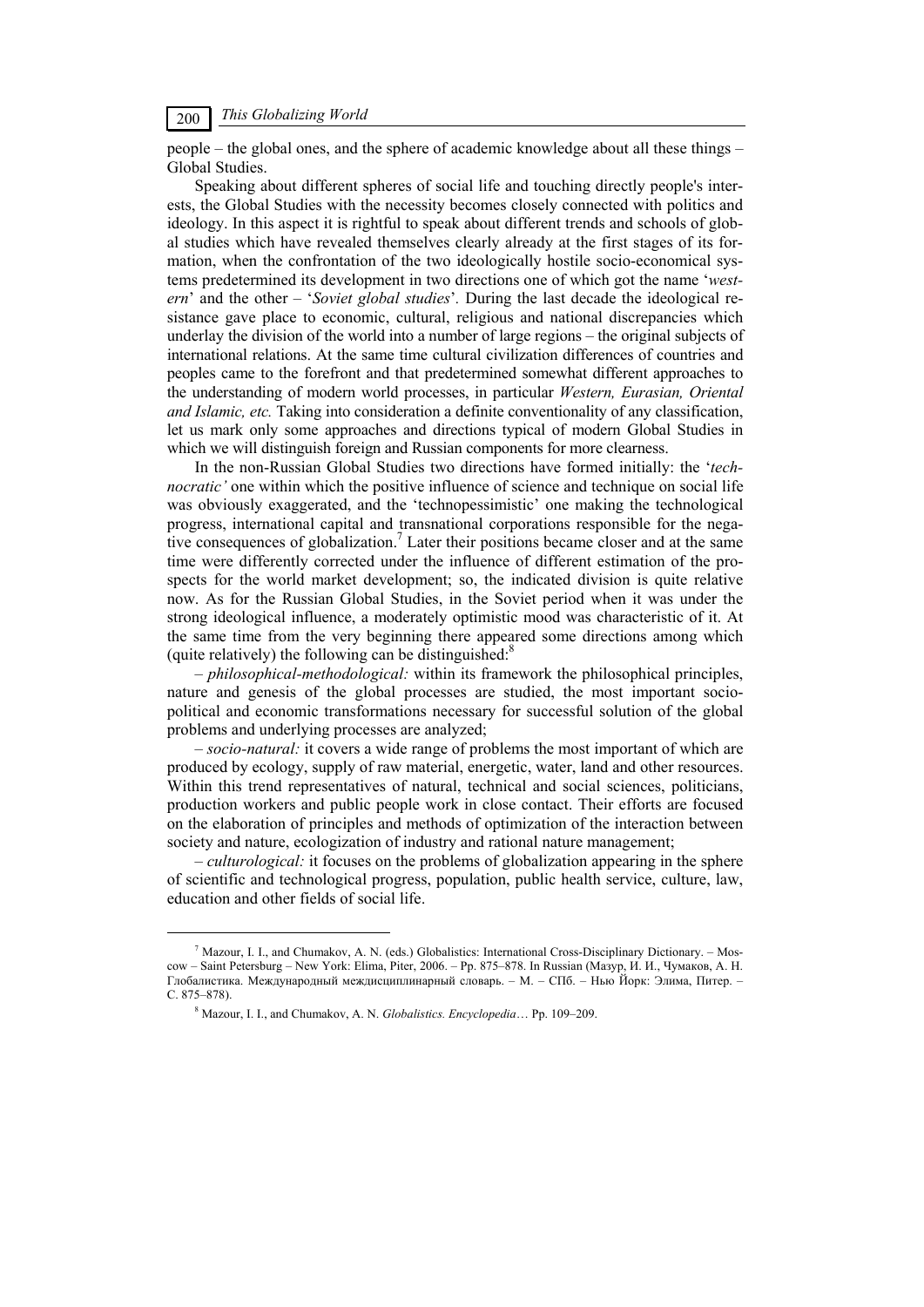people – the global ones, and the sphere of academic knowledge about all these things – Global Studies.

Speaking about different spheres of social life and touching directly people's interests, the Global Studies with the necessity becomes closely connected with politics and ideology. In this aspect it is rightful to speak about different trends and schools of global studies which have revealed themselves clearly already at the first stages of its formation, when the confrontation of the two ideologically hostile socio-economical systems predetermined its development in two directions one of which got the name '*western*' and the other – '*Soviet global studies*'. During the last decade the ideological resistance gave place to economic, cultural, religious and national discrepancies which underlay the division of the world into a number of large regions – the original subjects of international relations. At the same time cultural civilization differences of countries and peoples came to the forefront and that predetermined somewhat different approaches to the understanding of modern world processes, in particular *Western, Eurasian, Oriental and Islamic, etc.* Taking into consideration a definite conventionality of any classification, let us mark only some approaches and directions typical of modern Global Studies in which we will distinguish foreign and Russian components for more clearness.

In the non-Russian Global Studies two directions have formed initially: the '*technocratic'* one within which the positive influence of science and technique on social life was obviously exaggerated, and the 'technopessimistic' one making the technological progress, international capital and transnational corporations responsible for the negative consequences of globalization.[7] Later their positions became closer and at the same time were differently corrected under the influence of different estimation of the prospects for the world market development; so, the indicated division is quite relative now. As for the Russian Global Studies, in the Soviet period when it was under the strong ideological influence, a moderately optimistic mood was characteristic of it. At the same time from the very beginning there appeared some directions among which (quite relatively) the following can be distinguished:[8]

– *philosophical-methodological:* within its framework the philosophical principles, nature and genesis of the global processes are studied, the most important socio-political and economic transformations necessary for successful solution of the global problems and underlying processes are analyzed;

– *socio-natural:* it covers a wide range of problems the most important of which are produced by ecology, supply of raw material, energetic, water, land and other resources. Within this trend representatives of natural, technical and social sciences, politicians, production workers and public people work in close contact. Their efforts are focused on the elaboration of principles and methods of optimization of the interaction between society and nature, ecologization of industry and rational nature management;

– *culturological:* it focuses on the problems of globalization appearing in the sphere of scientific and technological progress, population, public health service, culture, law, education and other fields of social life.

---

[7] Mazour, I. I., and Chumakov, A. N. (eds.) Globalistics: International Cross-Disciplinary Dictionary. – Moscow – Saint Petersburg – New York: Elima, Piter, 2006. – Pp. 875–878. In Russian (Мазур, И. И., Чумаков, А. Н. Глобалистика. Международный междисциплинарный словарь. – М. – СПб. – Нью Йорк: Элима, Питер. – С. 875–878).

[8] Mazour, I. I., and Chumakov, A. N. *Globalistics. Encyclopedia*… Pp. 109–209.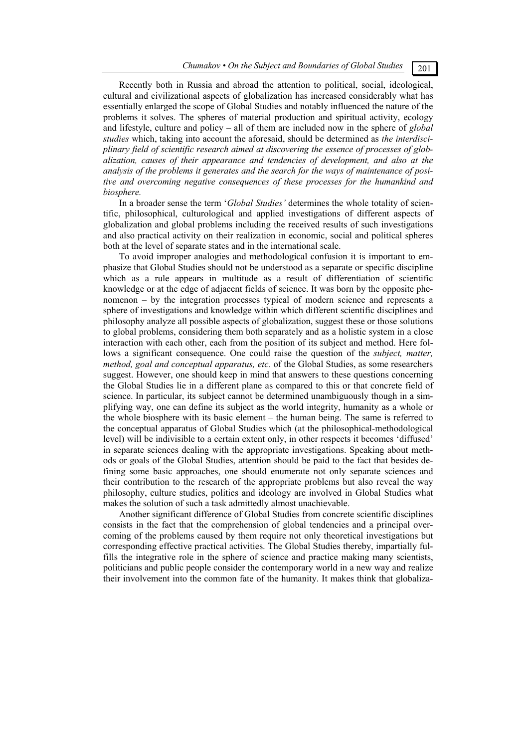Recently both in Russia and abroad the attention to political, social, ideological, cultural and civilizational aspects of globalization has increased considerably what has essentially enlarged the scope of Global Studies and notably influenced the nature of the problems it solves. The spheres of material production and spiritual activity, ecology and lifestyle, culture and policy – all of them are included now in the sphere of *global studies* which, taking into account the aforesaid, should be determined as *the interdisciplinary field of scientific research aimed at discovering the essence of processes of globalization, causes of their appearance and tendencies of development, and also at the analysis of the problems it generates and the search for the ways of maintenance of positive and overcoming negative consequences of these processes for the humankind and biosphere.*

In a broader sense the term '*Global Studies'* determines the whole totality of scientific, philosophical, culturological and applied investigations of different aspects of globalization and global problems including the received results of such investigations and also practical activity on their realization in economic, social and political spheres both at the level of separate states and in the international scale.

To avoid improper analogies and methodological confusion it is important to emphasize that Global Studies should not be understood as a separate or specific discipline which as a rule appears in multitude as a result of differentiation of scientific knowledge or at the edge of adjacent fields of science. It was born by the opposite phenomenon – by the integration processes typical of modern science and represents a sphere of investigations and knowledge within which different scientific disciplines and philosophy analyze all possible aspects of globalization, suggest these or those solutions to global problems, considering them both separately and as a holistic system in a close interaction with each other, each from the position of its subject and method. Here follows a significant consequence. One could raise the question of the *subject, matter, method, goal and conceptual apparatus, etc.* of the Global Studies, as some researchers suggest. However, one should keep in mind that answers to these questions concerning the Global Studies lie in a different plane as compared to this or that concrete field of science. In particular, its subject cannot be determined unambiguously though in a simplifying way, one can define its subject as the world integrity, humanity as a whole or the whole biosphere with its basic element – the human being. The same is referred to the conceptual apparatus of Global Studies which (at the philosophical-methodological level) will be indivisible to a certain extent only, in other respects it becomes 'diffused' in separate sciences dealing with the appropriate investigations. Speaking about methods or goals of the Global Studies, attention should be paid to the fact that besides defining some basic approaches, one should enumerate not only separate sciences and their contribution to the research of the appropriate problems but also reveal the way philosophy, culture studies, politics and ideology are involved in Global Studies what makes the solution of such a task admittedly almost unachievable.

Another significant difference of Global Studies from concrete scientific disciplines consists in the fact that the comprehension of global tendencies and a principal overcoming of the problems caused by them require not only theoretical investigations but corresponding effective practical activities. The Global Studies thereby, impartially fulfills the integrative role in the sphere of science and practice making many scientists, politicians and public people consider the contemporary world in a new way and realize their involvement into the common fate of the humanity. It makes think that globaliza-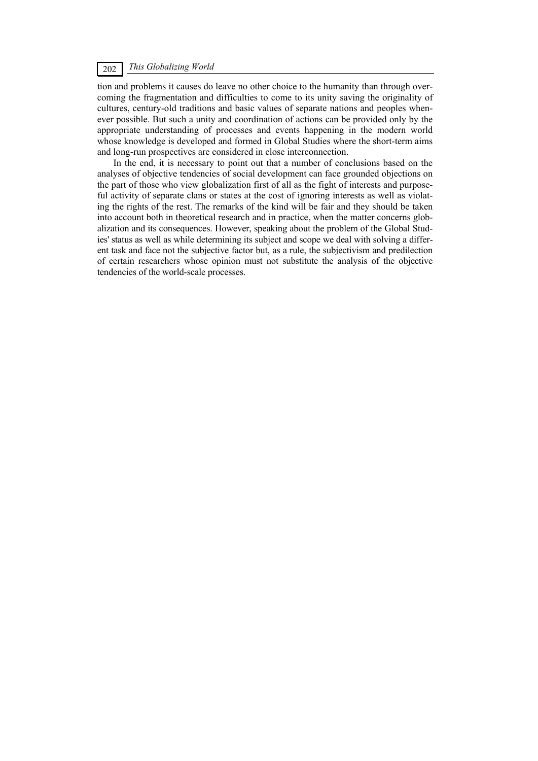tion and problems it causes do leave no other choice to the humanity than through overcoming the fragmentation and difficulties to come to its unity saving the originality of cultures, century-old traditions and basic values of separate nations and peoples whenever possible. But such a unity and coordination of actions can be provided only by the appropriate understanding of processes and events happening in the modern world whose knowledge is developed and formed in Global Studies where the short-term aims and long-run prospectives are considered in close interconnection.

In the end, it is necessary to point out that a number of conclusions based on the analyses of objective tendencies of social development can face grounded objections on the part of those who view globalization first of all as the fight of interests and purposeful activity of separate clans or states at the cost of ignoring interests as well as violating the rights of the rest. The remarks of the kind will be fair and they should be taken into account both in theoretical research and in practice, when the matter concerns globalization and its consequences. However, speaking about the problem of the Global Studies' status as well as while determining its subject and scope we deal with solving a different task and face not the subjective factor but, as a rule, the subjectivism and predilection of certain researchers whose opinion must not substitute the analysis of the objective tendencies of the world-scale processes.